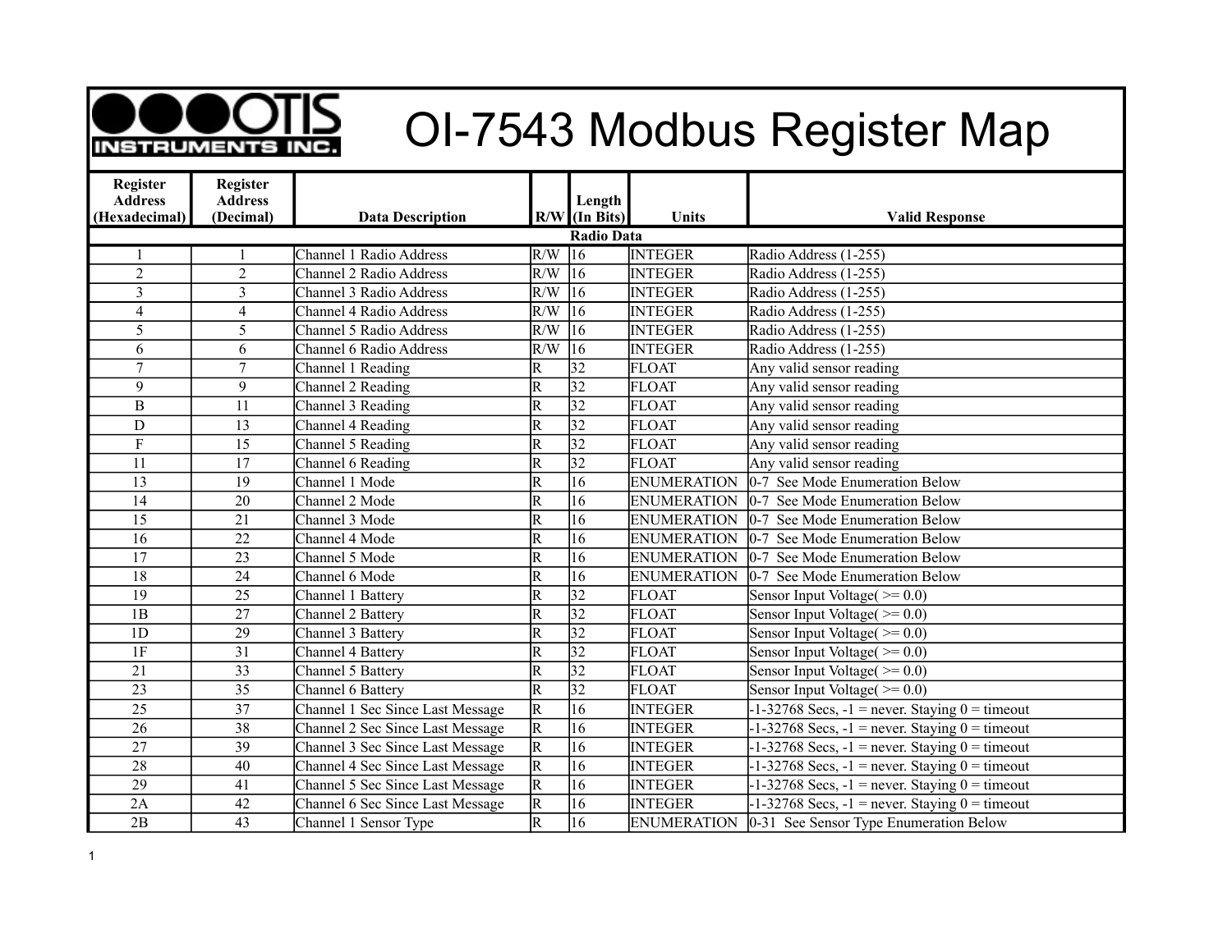# OI-7543 Modbus Register Map

| Register Address (Hexadecimal) | Register Address (Decimal) | Data Description | R/W | Length (In Bits) | Units | Valid Response |
|---|---|---|---|---|---|---|
| **Radio Data** | | | | | | |
| 1 | 1 | Channel 1 Radio Address | R/W | 16 | INTEGER | Radio Address (1-255) |
| 2 | 2 | Channel 2 Radio Address | R/W | 16 | INTEGER | Radio Address (1-255) |
| 3 | 3 | Channel 3 Radio Address | R/W | 16 | INTEGER | Radio Address (1-255) |
| 4 | 4 | Channel 4 Radio Address | R/W | 16 | INTEGER | Radio Address (1-255) |
| 5 | 5 | Channel 5 Radio Address | R/W | 16 | INTEGER | Radio Address (1-255) |
| 6 | 6 | Channel 6 Radio Address | R/W | 16 | INTEGER | Radio Address (1-255) |
| 7 | 7 | Channel 1 Reading | R | 32 | FLOAT | Any valid sensor reading |
| 9 | 9 | Channel 2 Reading | R | 32 | FLOAT | Any valid sensor reading |
| B | 11 | Channel 3 Reading | R | 32 | FLOAT | Any valid sensor reading |
| D | 13 | Channel 4 Reading | R | 32 | FLOAT | Any valid sensor reading |
| F | 15 | Channel 5 Reading | R | 32 | FLOAT | Any valid sensor reading |
| 11 | 17 | Channel 6 Reading | R | 32 | FLOAT | Any valid sensor reading |
| 13 | 19 | Channel 1 Mode | R | 16 | ENUMERATION | 0-7 See Mode Enumeration Below |
| 14 | 20 | Channel 2 Mode | R | 16 | ENUMERATION | 0-7 See Mode Enumeration Below |
| 15 | 21 | Channel 3 Mode | R | 16 | ENUMERATION | 0-7 See Mode Enumeration Below |
| 16 | 22 | Channel 4 Mode | R | 16 | ENUMERATION | 0-7 See Mode Enumeration Below |
| 17 | 23 | Channel 5 Mode | R | 16 | ENUMERATION | 0-7 See Mode Enumeration Below |
| 18 | 24 | Channel 6 Mode | R | 16 | ENUMERATION | 0-7 See Mode Enumeration Below |
| 19 | 25 | Channel 1 Battery | R | 32 | FLOAT | Sensor Input Voltage( >= 0.0) |
| 1B | 27 | Channel 2 Battery | R | 32 | FLOAT | Sensor Input Voltage( >= 0.0) |
| 1D | 29 | Channel 3 Battery | R | 32 | FLOAT | Sensor Input Voltage( >= 0.0) |
| 1F | 31 | Channel 4 Battery | R | 32 | FLOAT | Sensor Input Voltage( >= 0.0) |
| 21 | 33 | Channel 5 Battery | R | 32 | FLOAT | Sensor Input Voltage( >= 0.0) |
| 23 | 35 | Channel 6 Battery | R | 32 | FLOAT | Sensor Input Voltage( >= 0.0) |
| 25 | 37 | Channel 1 Sec Since Last Message | R | 16 | INTEGER | -1-32768 Secs, -1 = never. Staying 0 = timeout |
| 26 | 38 | Channel 2 Sec Since Last Message | R | 16 | INTEGER | -1-32768 Secs, -1 = never. Staying 0 = timeout |
| 27 | 39 | Channel 3 Sec Since Last Message | R | 16 | INTEGER | -1-32768 Secs, -1 = never. Staying 0 = timeout |
| 28 | 40 | Channel 4 Sec Since Last Message | R | 16 | INTEGER | -1-32768 Secs, -1 = never. Staying 0 = timeout |
| 29 | 41 | Channel 5 Sec Since Last Message | R | 16 | INTEGER | -1-32768 Secs, -1 = never. Staying 0 = timeout |
| 2A | 42 | Channel 6 Sec Since Last Message | R | 16 | INTEGER | -1-32768 Secs, -1 = never. Staying 0 = timeout |
| 2B | 43 | Channel 1 Sensor Type | R | 16 | ENUMERATION | 0-31 See Sensor Type Enumeration Below |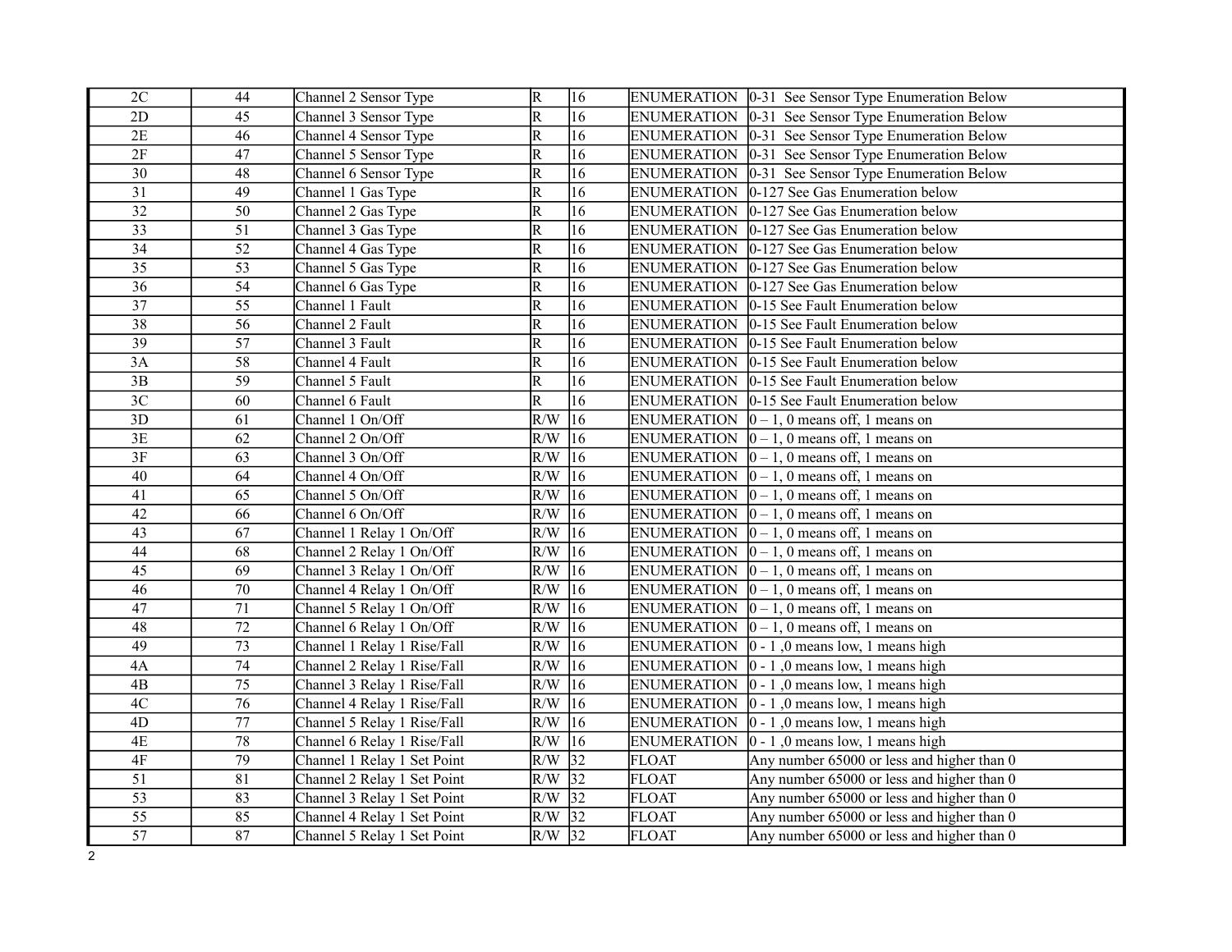| | | | | | | |
|---|---|---|---|---|---|---|
| 2C | 44 | Channel 2 Sensor Type | R | 16 | ENUMERATION | 0-31 See Sensor Type Enumeration Below |
| 2D | 45 | Channel 3 Sensor Type | R | 16 | ENUMERATION | 0-31 See Sensor Type Enumeration Below |
| 2E | 46 | Channel 4 Sensor Type | R | 16 | ENUMERATION | 0-31 See Sensor Type Enumeration Below |
| 2F | 47 | Channel 5 Sensor Type | R | 16 | ENUMERATION | 0-31 See Sensor Type Enumeration Below |
| 30 | 48 | Channel 6 Sensor Type | R | 16 | ENUMERATION | 0-31 See Sensor Type Enumeration Below |
| 31 | 49 | Channel 1 Gas Type | R | 16 | ENUMERATION | 0-127 See Gas Enumeration below |
| 32 | 50 | Channel 2 Gas Type | R | 16 | ENUMERATION | 0-127 See Gas Enumeration below |
| 33 | 51 | Channel 3 Gas Type | R | 16 | ENUMERATION | 0-127 See Gas Enumeration below |
| 34 | 52 | Channel 4 Gas Type | R | 16 | ENUMERATION | 0-127 See Gas Enumeration below |
| 35 | 53 | Channel 5 Gas Type | R | 16 | ENUMERATION | 0-127 See Gas Enumeration below |
| 36 | 54 | Channel 6 Gas Type | R | 16 | ENUMERATION | 0-127 See Gas Enumeration below |
| 37 | 55 | Channel 1 Fault | R | 16 | ENUMERATION | 0-15 See Fault Enumeration below |
| 38 | 56 | Channel 2 Fault | R | 16 | ENUMERATION | 0-15 See Fault Enumeration below |
| 39 | 57 | Channel 3 Fault | R | 16 | ENUMERATION | 0-15 See Fault Enumeration below |
| 3A | 58 | Channel 4 Fault | R | 16 | ENUMERATION | 0-15 See Fault Enumeration below |
| 3B | 59 | Channel 5 Fault | R | 16 | ENUMERATION | 0-15 See Fault Enumeration below |
| 3C | 60 | Channel 6 Fault | R | 16 | ENUMERATION | 0-15 See Fault Enumeration below |
| 3D | 61 | Channel 1 On/Off | R/W | 16 | ENUMERATION | 0 – 1, 0 means off, 1 means on |
| 3E | 62 | Channel 2 On/Off | R/W | 16 | ENUMERATION | 0 – 1, 0 means off, 1 means on |
| 3F | 63 | Channel 3 On/Off | R/W | 16 | ENUMERATION | 0 – 1, 0 means off, 1 means on |
| 40 | 64 | Channel 4 On/Off | R/W | 16 | ENUMERATION | 0 – 1, 0 means off, 1 means on |
| 41 | 65 | Channel 5 On/Off | R/W | 16 | ENUMERATION | 0 – 1, 0 means off, 1 means on |
| 42 | 66 | Channel 6 On/Off | R/W | 16 | ENUMERATION | 0 – 1, 0 means off, 1 means on |
| 43 | 67 | Channel 1 Relay 1 On/Off | R/W | 16 | ENUMERATION | 0 – 1, 0 means off, 1 means on |
| 44 | 68 | Channel 2 Relay 1 On/Off | R/W | 16 | ENUMERATION | 0 – 1, 0 means off, 1 means on |
| 45 | 69 | Channel 3 Relay 1 On/Off | R/W | 16 | ENUMERATION | 0 – 1, 0 means off, 1 means on |
| 46 | 70 | Channel 4 Relay 1 On/Off | R/W | 16 | ENUMERATION | 0 – 1, 0 means off, 1 means on |
| 47 | 71 | Channel 5 Relay 1 On/Off | R/W | 16 | ENUMERATION | 0 – 1, 0 means off, 1 means on |
| 48 | 72 | Channel 6 Relay 1 On/Off | R/W | 16 | ENUMERATION | 0 – 1, 0 means off, 1 means on |
| 49 | 73 | Channel 1 Relay 1 Rise/Fall | R/W | 16 | ENUMERATION | 0 - 1 ,0 means low, 1 means high |
| 4A | 74 | Channel 2 Relay 1 Rise/Fall | R/W | 16 | ENUMERATION | 0 - 1 ,0 means low, 1 means high |
| 4B | 75 | Channel 3 Relay 1 Rise/Fall | R/W | 16 | ENUMERATION | 0 - 1 ,0 means low, 1 means high |
| 4C | 76 | Channel 4 Relay 1 Rise/Fall | R/W | 16 | ENUMERATION | 0 - 1 ,0 means low, 1 means high |
| 4D | 77 | Channel 5 Relay 1 Rise/Fall | R/W | 16 | ENUMERATION | 0 - 1 ,0 means low, 1 means high |
| 4E | 78 | Channel 6 Relay 1 Rise/Fall | R/W | 16 | ENUMERATION | 0 - 1 ,0 means low, 1 means high |
| 4F | 79 | Channel 1 Relay 1 Set Point | R/W | 32 | FLOAT | Any number 65000 or less and higher than 0 |
| 51 | 81 | Channel 2 Relay 1 Set Point | R/W | 32 | FLOAT | Any number 65000 or less and higher than 0 |
| 53 | 83 | Channel 3 Relay 1 Set Point | R/W | 32 | FLOAT | Any number 65000 or less and higher than 0 |
| 55 | 85 | Channel 4 Relay 1 Set Point | R/W | 32 | FLOAT | Any number 65000 or less and higher than 0 |
| 57 | 87 | Channel 5 Relay 1 Set Point | R/W | 32 | FLOAT | Any number 65000 or less and higher than 0 |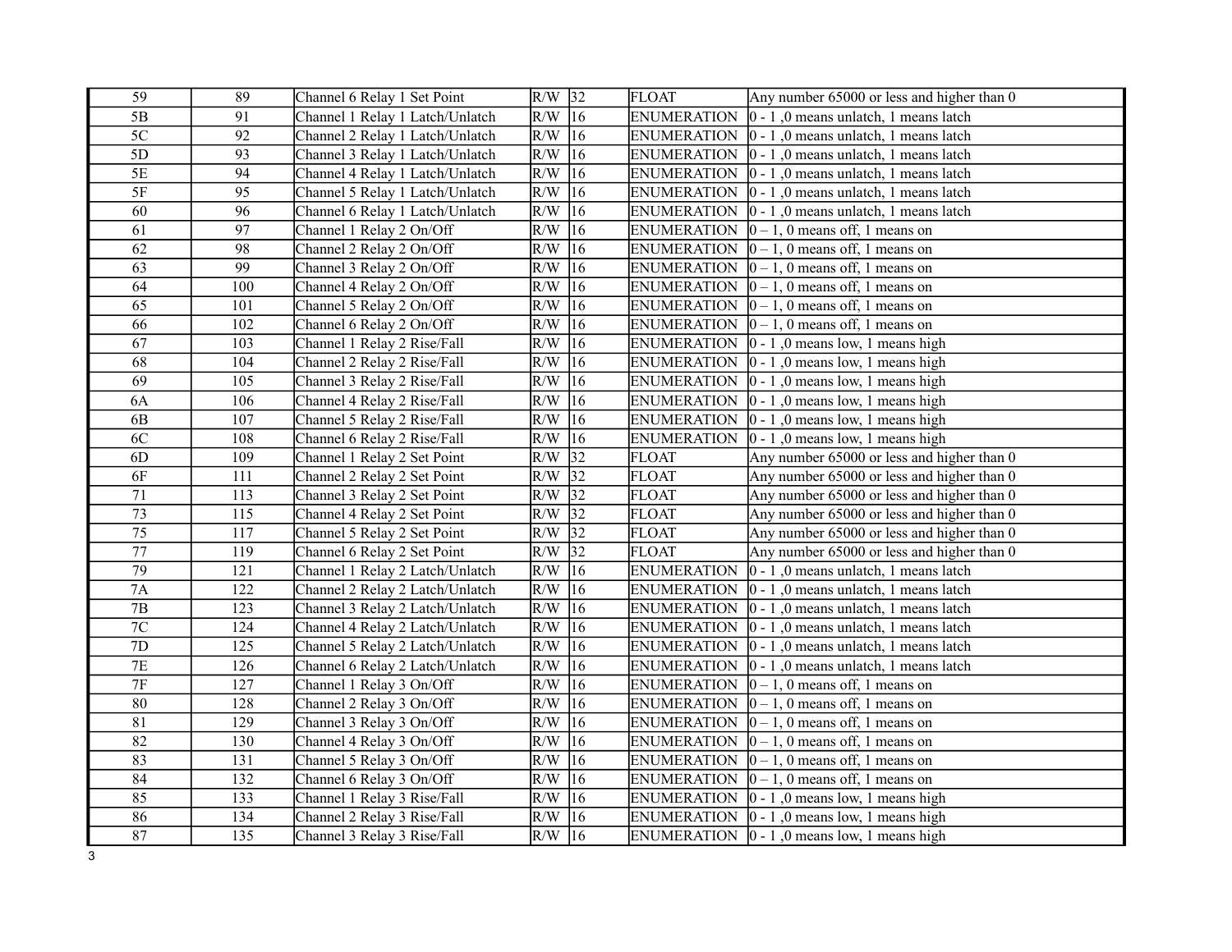| 59 | 89 | Channel 6 Relay 1 Set Point | R/W | 32 | FLOAT | Any number 65000 or less and higher than 0 |
|---|---|---|---|---|---|---|
| 5B | 91 | Channel 1 Relay 1 Latch/Unlatch | R/W | 16 | ENUMERATION | 0 - 1 ,0 means unlatch, 1 means latch |
| 5C | 92 | Channel 2 Relay 1 Latch/Unlatch | R/W | 16 | ENUMERATION | 0 - 1 ,0 means unlatch, 1 means latch |
| 5D | 93 | Channel 3 Relay 1 Latch/Unlatch | R/W | 16 | ENUMERATION | 0 - 1 ,0 means unlatch, 1 means latch |
| 5E | 94 | Channel 4 Relay 1 Latch/Unlatch | R/W | 16 | ENUMERATION | 0 - 1 ,0 means unlatch, 1 means latch |
| 5F | 95 | Channel 5 Relay 1 Latch/Unlatch | R/W | 16 | ENUMERATION | 0 - 1 ,0 means unlatch, 1 means latch |
| 60 | 96 | Channel 6 Relay 1 Latch/Unlatch | R/W | 16 | ENUMERATION | 0 - 1 ,0 means unlatch, 1 means latch |
| 61 | 97 | Channel 1 Relay 2 On/Off | R/W | 16 | ENUMERATION | 0 – 1, 0 means off, 1 means on |
| 62 | 98 | Channel 2 Relay 2 On/Off | R/W | 16 | ENUMERATION | 0 – 1, 0 means off, 1 means on |
| 63 | 99 | Channel 3 Relay 2 On/Off | R/W | 16 | ENUMERATION | 0 – 1, 0 means off, 1 means on |
| 64 | 100 | Channel 4 Relay 2 On/Off | R/W | 16 | ENUMERATION | 0 – 1, 0 means off, 1 means on |
| 65 | 101 | Channel 5 Relay 2 On/Off | R/W | 16 | ENUMERATION | 0 – 1, 0 means off, 1 means on |
| 66 | 102 | Channel 6 Relay 2 On/Off | R/W | 16 | ENUMERATION | 0 – 1, 0 means off, 1 means on |
| 67 | 103 | Channel 1 Relay 2 Rise/Fall | R/W | 16 | ENUMERATION | 0 - 1 ,0 means low, 1 means high |
| 68 | 104 | Channel 2 Relay 2 Rise/Fall | R/W | 16 | ENUMERATION | 0 - 1 ,0 means low, 1 means high |
| 69 | 105 | Channel 3 Relay 2 Rise/Fall | R/W | 16 | ENUMERATION | 0 - 1 ,0 means low, 1 means high |
| 6A | 106 | Channel 4 Relay 2 Rise/Fall | R/W | 16 | ENUMERATION | 0 - 1 ,0 means low, 1 means high |
| 6B | 107 | Channel 5 Relay 2 Rise/Fall | R/W | 16 | ENUMERATION | 0 - 1 ,0 means low, 1 means high |
| 6C | 108 | Channel 6 Relay 2 Rise/Fall | R/W | 16 | ENUMERATION | 0 - 1 ,0 means low, 1 means high |
| 6D | 109 | Channel 1 Relay 2 Set Point | R/W | 32 | FLOAT | Any number 65000 or less and higher than 0 |
| 6F | 111 | Channel 2 Relay 2 Set Point | R/W | 32 | FLOAT | Any number 65000 or less and higher than 0 |
| 71 | 113 | Channel 3 Relay 2 Set Point | R/W | 32 | FLOAT | Any number 65000 or less and higher than 0 |
| 73 | 115 | Channel 4 Relay 2 Set Point | R/W | 32 | FLOAT | Any number 65000 or less and higher than 0 |
| 75 | 117 | Channel 5 Relay 2 Set Point | R/W | 32 | FLOAT | Any number 65000 or less and higher than 0 |
| 77 | 119 | Channel 6 Relay 2 Set Point | R/W | 32 | FLOAT | Any number 65000 or less and higher than 0 |
| 79 | 121 | Channel 1 Relay 2 Latch/Unlatch | R/W | 16 | ENUMERATION | 0 - 1 ,0 means unlatch, 1 means latch |
| 7A | 122 | Channel 2 Relay 2 Latch/Unlatch | R/W | 16 | ENUMERATION | 0 - 1 ,0 means unlatch, 1 means latch |
| 7B | 123 | Channel 3 Relay 2 Latch/Unlatch | R/W | 16 | ENUMERATION | 0 - 1 ,0 means unlatch, 1 means latch |
| 7C | 124 | Channel 4 Relay 2 Latch/Unlatch | R/W | 16 | ENUMERATION | 0 - 1 ,0 means unlatch, 1 means latch |
| 7D | 125 | Channel 5 Relay 2 Latch/Unlatch | R/W | 16 | ENUMERATION | 0 - 1 ,0 means unlatch, 1 means latch |
| 7E | 126 | Channel 6 Relay 2 Latch/Unlatch | R/W | 16 | ENUMERATION | 0 - 1 ,0 means unlatch, 1 means latch |
| 7F | 127 | Channel 1 Relay 3 On/Off | R/W | 16 | ENUMERATION | 0 – 1, 0 means off, 1 means on |
| 80 | 128 | Channel 2 Relay 3 On/Off | R/W | 16 | ENUMERATION | 0 – 1, 0 means off, 1 means on |
| 81 | 129 | Channel 3 Relay 3 On/Off | R/W | 16 | ENUMERATION | 0 – 1, 0 means off, 1 means on |
| 82 | 130 | Channel 4 Relay 3 On/Off | R/W | 16 | ENUMERATION | 0 – 1, 0 means off, 1 means on |
| 83 | 131 | Channel 5 Relay 3 On/Off | R/W | 16 | ENUMERATION | 0 – 1, 0 means off, 1 means on |
| 84 | 132 | Channel 6 Relay 3 On/Off | R/W | 16 | ENUMERATION | 0 – 1, 0 means off, 1 means on |
| 85 | 133 | Channel 1 Relay 3 Rise/Fall | R/W | 16 | ENUMERATION | 0 - 1 ,0 means low, 1 means high |
| 86 | 134 | Channel 2 Relay 3 Rise/Fall | R/W | 16 | ENUMERATION | 0 - 1 ,0 means low, 1 means high |
| 87 | 135 | Channel 3 Relay 3 Rise/Fall | R/W | 16 | ENUMERATION | 0 - 1 ,0 means low, 1 means high |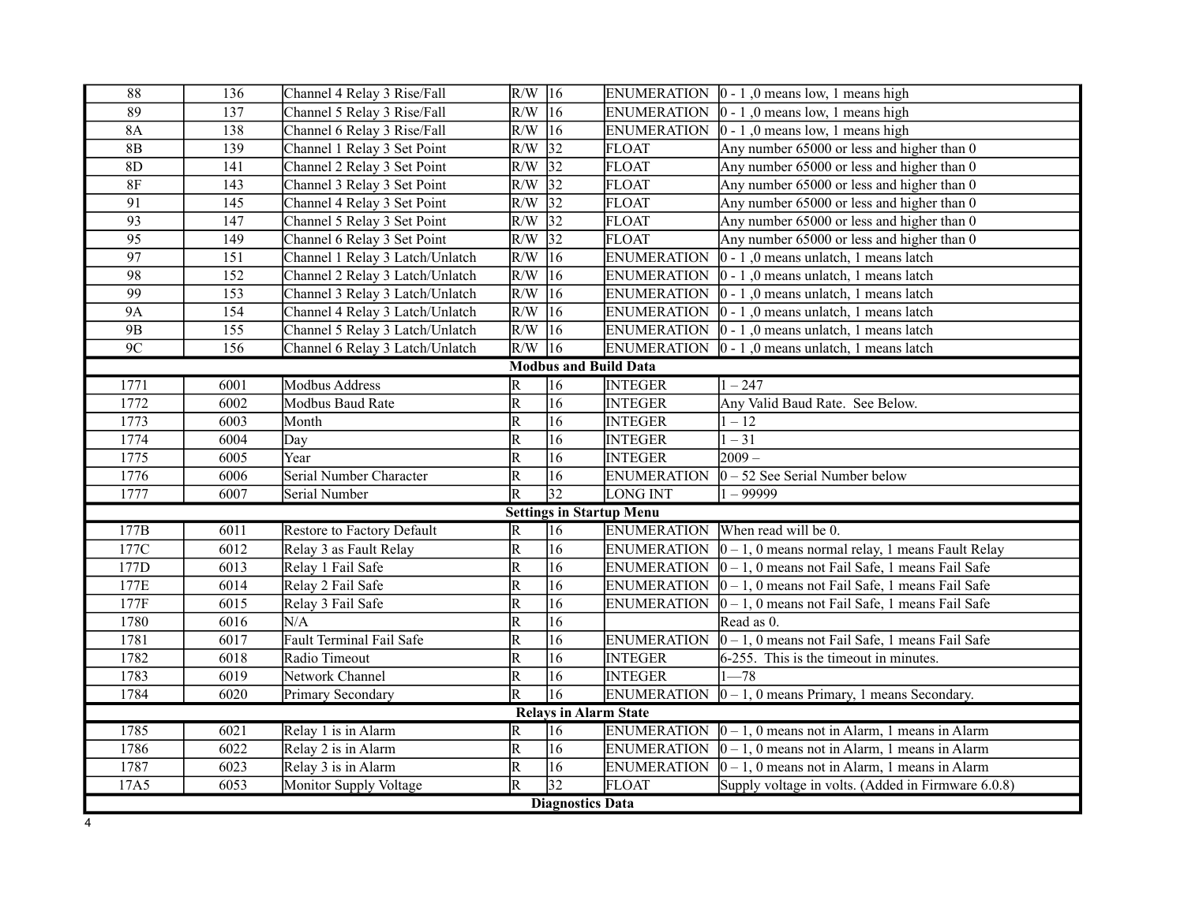| | | | | | | |
|---|---|---|---|---|---|---|
| 88 | 136 | Channel 4 Relay 3 Rise/Fall | R/W | 16 | ENUMERATION | 0 - 1 ,0 means low, 1 means high |
| 89 | 137 | Channel 5 Relay 3 Rise/Fall | R/W | 16 | ENUMERATION | 0 - 1 ,0 means low, 1 means high |
| 8A | 138 | Channel 6 Relay 3 Rise/Fall | R/W | 16 | ENUMERATION | 0 - 1 ,0 means low, 1 means high |
| 8B | 139 | Channel 1 Relay 3 Set Point | R/W | 32 | FLOAT | Any number 65000 or less and higher than 0 |
| 8D | 141 | Channel 2 Relay 3 Set Point | R/W | 32 | FLOAT | Any number 65000 or less and higher than 0 |
| 8F | 143 | Channel 3 Relay 3 Set Point | R/W | 32 | FLOAT | Any number 65000 or less and higher than 0 |
| 91 | 145 | Channel 4 Relay 3 Set Point | R/W | 32 | FLOAT | Any number 65000 or less and higher than 0 |
| 93 | 147 | Channel 5 Relay 3 Set Point | R/W | 32 | FLOAT | Any number 65000 or less and higher than 0 |
| 95 | 149 | Channel 6 Relay 3 Set Point | R/W | 32 | FLOAT | Any number 65000 or less and higher than 0 |
| 97 | 151 | Channel 1 Relay 3 Latch/Unlatch | R/W | 16 | ENUMERATION | 0 - 1 ,0 means unlatch, 1 means latch |
| 98 | 152 | Channel 2 Relay 3 Latch/Unlatch | R/W | 16 | ENUMERATION | 0 - 1 ,0 means unlatch, 1 means latch |
| 99 | 153 | Channel 3 Relay 3 Latch/Unlatch | R/W | 16 | ENUMERATION | 0 - 1 ,0 means unlatch, 1 means latch |
| 9A | 154 | Channel 4 Relay 3 Latch/Unlatch | R/W | 16 | ENUMERATION | 0 - 1 ,0 means unlatch, 1 means latch |
| 9B | 155 | Channel 5 Relay 3 Latch/Unlatch | R/W | 16 | ENUMERATION | 0 - 1 ,0 means unlatch, 1 means latch |
| 9C | 156 | Channel 6 Relay 3 Latch/Unlatch | R/W | 16 | ENUMERATION | 0 - 1 ,0 means unlatch, 1 means latch |
| **Modbus and Build Data** | | | | | | |
| 1771 | 6001 | Modbus Address | R | 16 | INTEGER | 1 – 247 |
| 1772 | 6002 | Modbus Baud Rate | R | 16 | INTEGER | Any Valid Baud Rate. See Below. |
| 1773 | 6003 | Month | R | 16 | INTEGER | 1 – 12 |
| 1774 | 6004 | Day | R | 16 | INTEGER | 1 – 31 |
| 1775 | 6005 | Year | R | 16 | INTEGER | 2009 – |
| 1776 | 6006 | Serial Number Character | R | 16 | ENUMERATION | 0 – 52 See Serial Number below |
| 1777 | 6007 | Serial Number | R | 32 | LONG INT | 1 – 99999 |
| **Settings in Startup Menu** | | | | | | |
| 177B | 6011 | Restore to Factory Default | R | 16 | ENUMERATION | When read will be 0. |
| 177C | 6012 | Relay 3 as Fault Relay | R | 16 | ENUMERATION | 0 – 1, 0 means normal relay, 1 means Fault Relay |
| 177D | 6013 | Relay 1 Fail Safe | R | 16 | ENUMERATION | 0 – 1, 0 means not Fail Safe, 1 means Fail Safe |
| 177E | 6014 | Relay 2 Fail Safe | R | 16 | ENUMERATION | 0 – 1, 0 means not Fail Safe, 1 means Fail Safe |
| 177F | 6015 | Relay 3 Fail Safe | R | 16 | ENUMERATION | 0 – 1, 0 means not Fail Safe, 1 means Fail Safe |
| 1780 | 6016 | N/A | R | 16 | | Read as 0. |
| 1781 | 6017 | Fault Terminal Fail Safe | R | 16 | ENUMERATION | 0 – 1, 0 means not Fail Safe, 1 means Fail Safe |
| 1782 | 6018 | Radio Timeout | R | 16 | INTEGER | 6-255. This is the timeout in minutes. |
| 1783 | 6019 | Network Channel | R | 16 | INTEGER | 1—78 |
| 1784 | 6020 | Primary Secondary | R | 16 | ENUMERATION | 0 – 1, 0 means Primary, 1 means Secondary. |
| **Relays in Alarm State** | | | | | | |
| 1785 | 6021 | Relay 1 is in Alarm | R | 16 | ENUMERATION | 0 – 1, 0 means not in Alarm, 1 means in Alarm |
| 1786 | 6022 | Relay 2 is in Alarm | R | 16 | ENUMERATION | 0 – 1, 0 means not in Alarm, 1 means in Alarm |
| 1787 | 6023 | Relay 3 is in Alarm | R | 16 | ENUMERATION | 0 – 1, 0 means not in Alarm, 1 means in Alarm |
| 17A5 | 6053 | Monitor Supply Voltage | R | 32 | FLOAT | Supply voltage in volts. (Added in Firmware 6.0.8) |
| **Diagnostics Data** | | | | | | |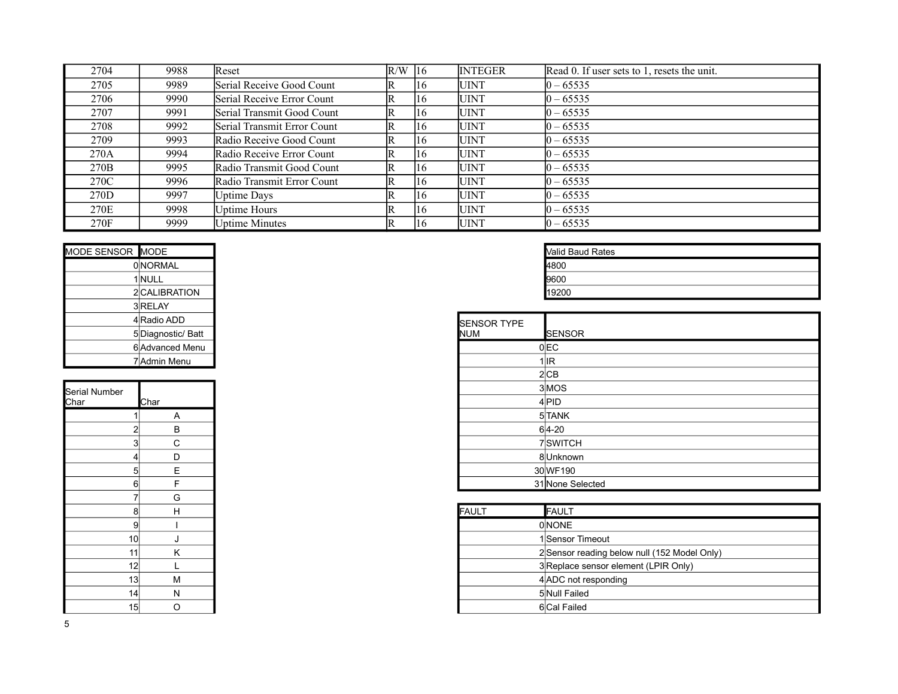| 2704 | 9988 | Reset | R/W | 16 | INTEGER | Read 0. If user sets to 1, resets the unit. |
|---|---|---|---|---|---|---|
| 2705 | 9989 | Serial Receive Good Count | R | 16 | UINT | 0 – 65535 |
| 2706 | 9990 | Serial Receive Error Count | R | 16 | UINT | 0 – 65535 |
| 2707 | 9991 | Serial Transmit Good Count | R | 16 | UINT | 0 – 65535 |
| 2708 | 9992 | Serial Transmit Error Count | R | 16 | UINT | 0 – 65535 |
| 2709 | 9993 | Radio Receive Good Count | R | 16 | UINT | 0 – 65535 |
| 270A | 9994 | Radio Receive Error Count | R | 16 | UINT | 0 – 65535 |
| 270B | 9995 | Radio Transmit Good Count | R | 16 | UINT | 0 – 65535 |
| 270C | 9996 | Radio Transmit Error Count | R | 16 | UINT | 0 – 65535 |
| 270D | 9997 | Uptime Days | R | 16 | UINT | 0 – 65535 |
| 270E | 9998 | Uptime Hours | R | 16 | UINT | 0 – 65535 |
| 270F | 9999 | Uptime Minutes | R | 16 | UINT | 0 – 65535 |

| MODE SENSOR | MODE |
|---|---|
| 0 | NORMAL |
| 1 | NULL |
| 2 | CALIBRATION |
| 3 | RELAY |
| 4 | Radio ADD |
| 5 | Diagnostic/ Batt |
| 6 | Advanced Menu |
| 7 | Admin Menu |

| Serial Number Char | Char |
|---|---|
| 1 | A |
| 2 | B |
| 3 | C |
| 4 | D |
| 5 | E |
| 6 | F |
| 7 | G |
| 8 | H |
| 9 | I |
| 10 | J |
| 11 | K |
| 12 | L |
| 13 | M |
| 14 | N |
| 15 | O |

| Valid Baud Rates |
|---|
| 4800 |
| 9600 |
| 19200 |

| SENSOR TYPE NUM | SENSOR |
|---|---|
| 0 | EC |
| 1 | IR |
| 2 | CB |
| 3 | MOS |
| 4 | PID |
| 5 | TANK |
| 6 | 4-20 |
| 7 | SWITCH |
| 8 | Unknown |
| 30 | WF190 |
| 31 | None Selected |

| FAULT | FAULT |
|---|---|
| 0 | NONE |
| 1 | Sensor Timeout |
| 2 | Sensor reading below null (152 Model Only) |
| 3 | Replace sensor element (LPIR Only) |
| 4 | ADC not responding |
| 5 | Null Failed |
| 6 | Cal Failed |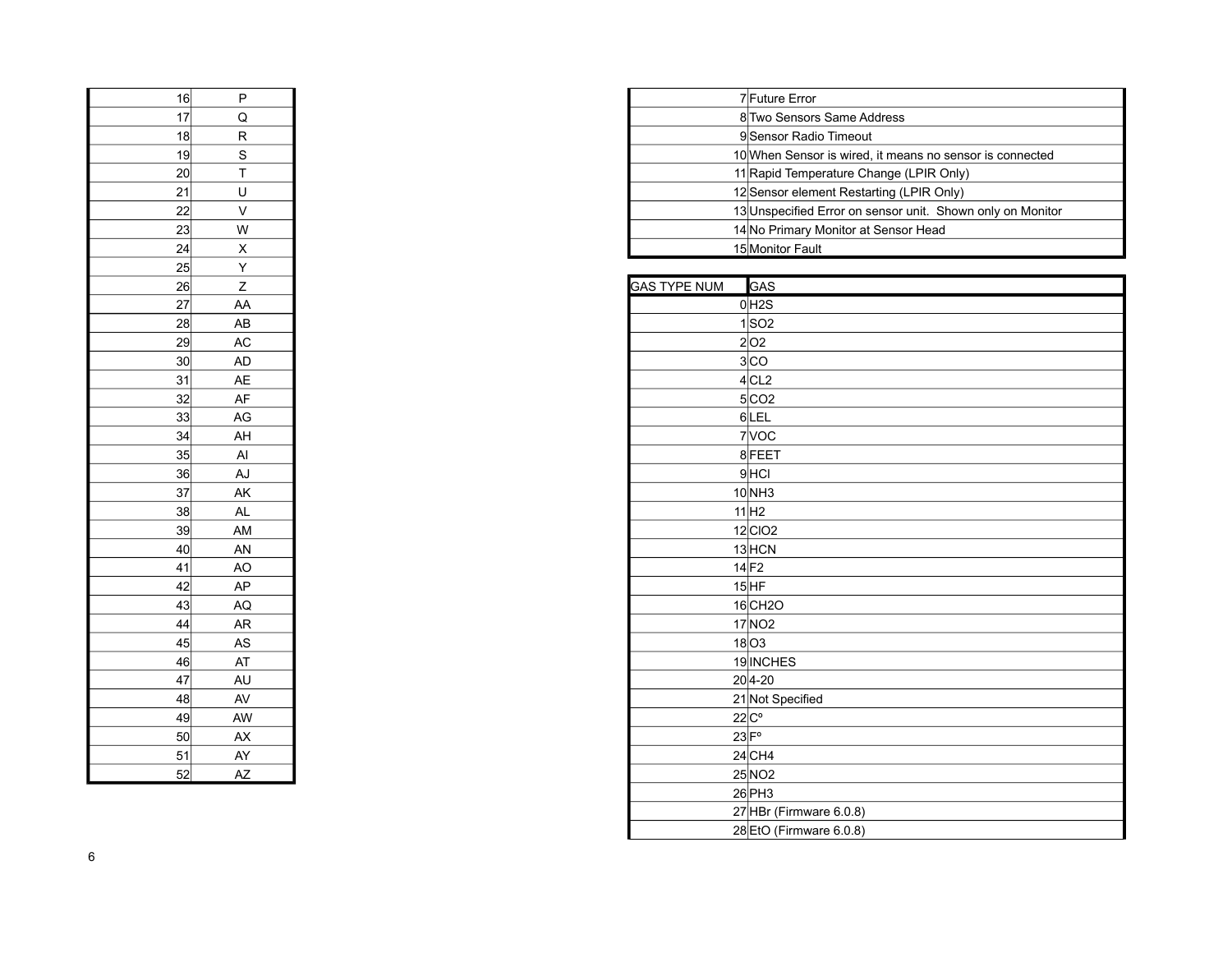| | |
|---|---|
| 16 | P |
| 17 | Q |
| 18 | R |
| 19 | S |
| 20 | T |
| 21 | U |
| 22 | V |
| 23 | W |
| 24 | X |
| 25 | Y |
| 26 | Z |
| 27 | AA |
| 28 | AB |
| 29 | AC |
| 30 | AD |
| 31 | AE |
| 32 | AF |
| 33 | AG |
| 34 | AH |
| 35 | AI |
| 36 | AJ |
| 37 | AK |
| 38 | AL |
| 39 | AM |
| 40 | AN |
| 41 | AO |
| 42 | AP |
| 43 | AQ |
| 44 | AR |
| 45 | AS |
| 46 | AT |
| 47 | AU |
| 48 | AV |
| 49 | AW |
| 50 | AX |
| 51 | AY |
| 52 | AZ |

| | |
|---|---|
| 7 | Future Error |
| 8 | Two Sensors Same Address |
| 9 | Sensor Radio Timeout |
| 10 | When Sensor is wired, it means no sensor is connected |
| 11 | Rapid Temperature Change (LPIR Only) |
| 12 | Sensor element Restarting (LPIR Only) |
| 13 | Unspecified Error on sensor unit. Shown only on Monitor |
| 14 | No Primary Monitor at Sensor Head |
| 15 | Monitor Fault |

| GAS TYPE NUM | GAS |
|---|---|
| 0 | $H_2S$ |
| 1 | $SO_2$ |
| 2 | $O_2$ |
| 3 | CO |
| 4 | CL2 |
| 5 | $CO_2$ |
| 6 | LEL |
| 7 | VOC |
| 8 | FEET |
| 9 | HCl |
| 10 | $NH_3$ |
| 11 | $H_2$ |
| 12 | $ClO_2$ |
| 13 | HCN |
| 14 | $F_2$ |
| 15 | HF |
| 16 | $CH_2O$ |
| 17 | $NO_2$ |
| 18 | $O_3$ |
| 19 | INCHES |
| 20 | 4-20 |
| 21 | Not Specified |
| 22 | Cº |
| 23 | Fº |
| 24 | $CH_4$ |
| 25 | $NO_2$ |
| 26 | $PH_3$ |
| 27 | HBr (Firmware 6.0.8) |
| 28 | EtO (Firmware 6.0.8) |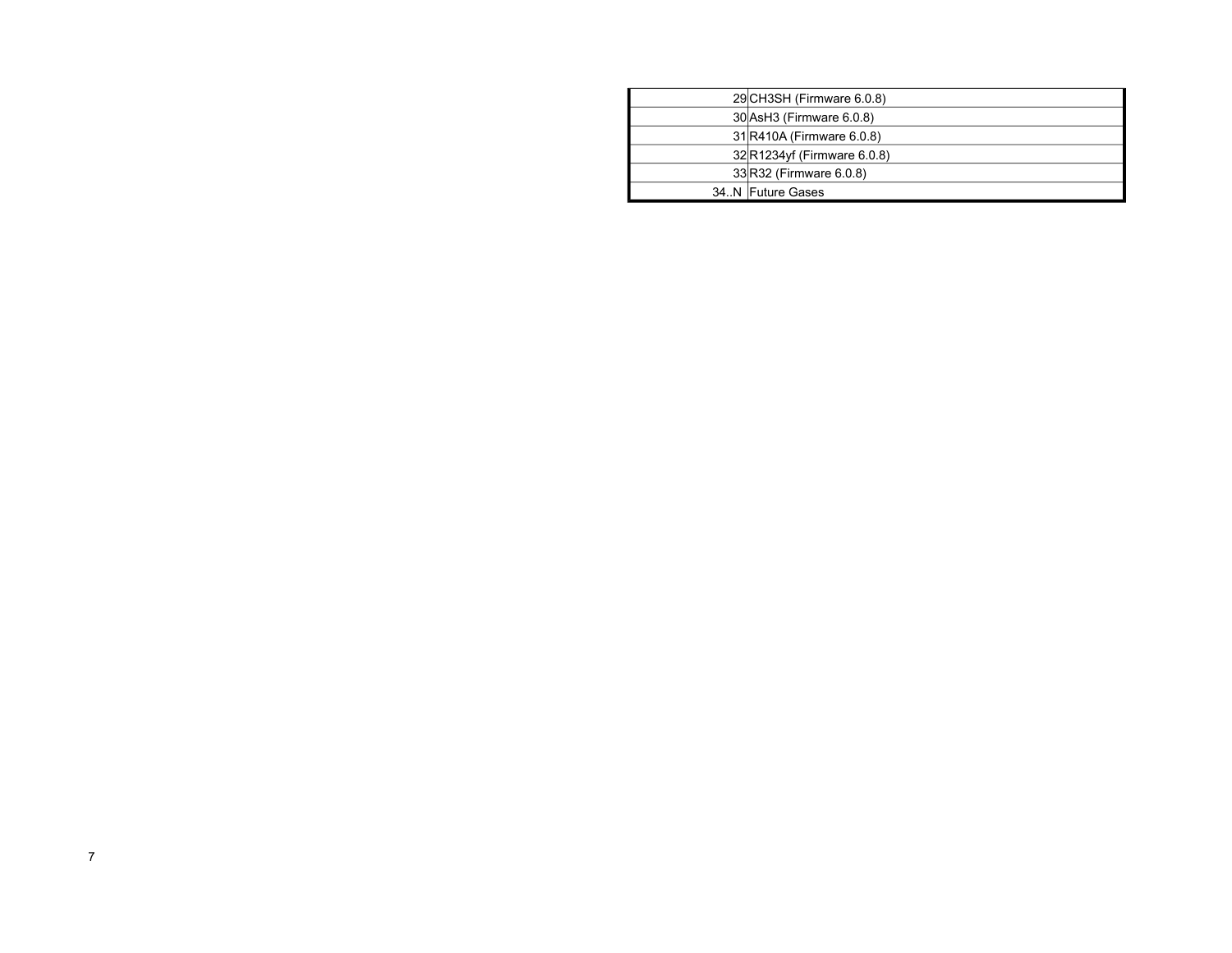| | |
|---|---|
| 29 | CH3SH (Firmware 6.0.8) |
| 30 | AsH3 (Firmware 6.0.8) |
| 31 | R410A (Firmware 6.0.8) |
| 32 | R1234yf (Firmware 6.0.8) |
| 33 | R32 (Firmware 6.0.8) |
| 34..N | Future Gases |